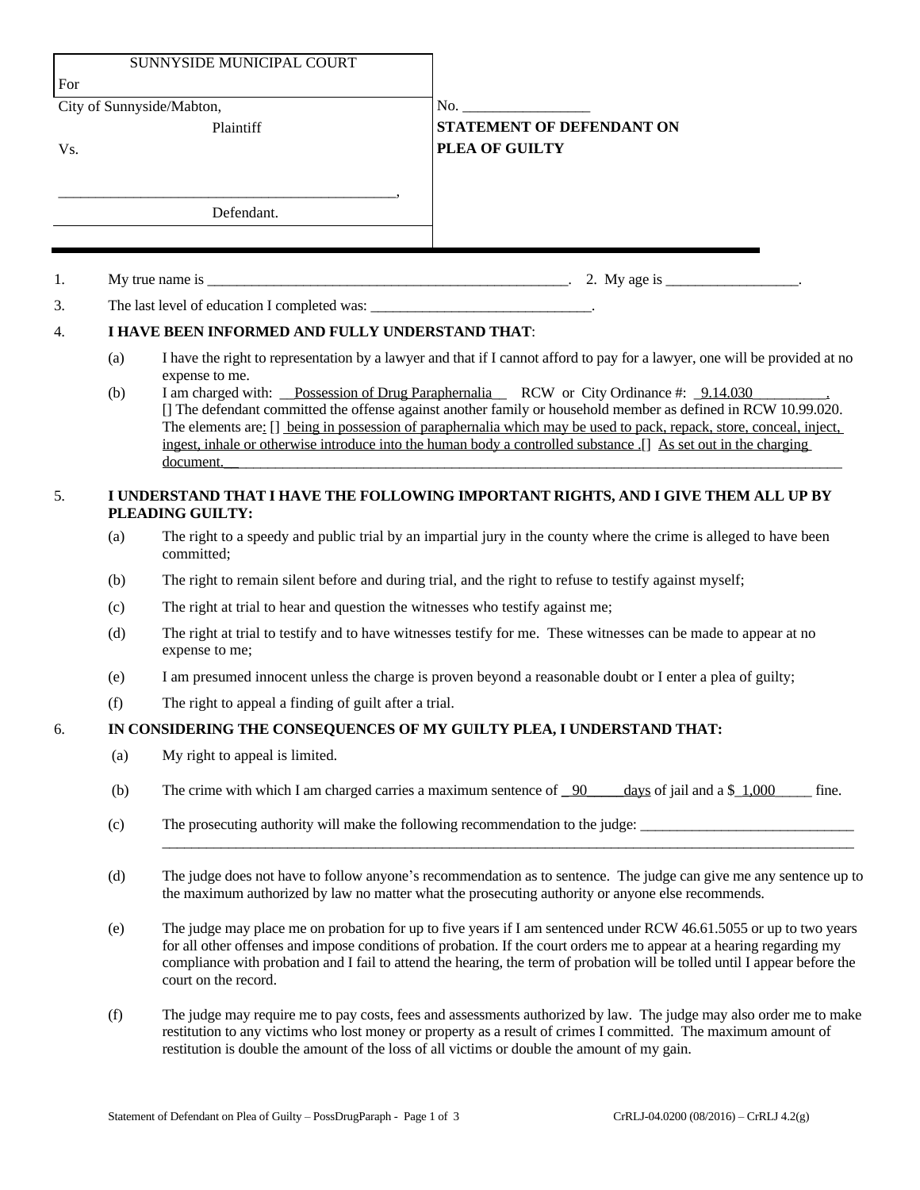| SUNNYSIDE MUNICIPAL COURT For | |
|---|---|
| City of Sunnyside/Mabton, Plaintiff | No. _________________ |
| Vs. | **STATEMENT OF DEFENDANT ON PLEA OF GUILTY** |
| _____________________________________________, Defendant. | |

1. My true name is __________________________________________________. 2. My age is __________________.

3. The last level of education I completed was: ______________________________.

4. **I HAVE BEEN INFORMED AND FULLY UNDERSTAND THAT**:

   (a) I have the right to representation by a lawyer and that if I cannot afford to pay for a lawyer, one will be provided at no expense to me.

   (b) I am charged with: __Possession of Drug Paraphernalia__ RCW or City Ordinance #: _9.14.030__________.
   [] The defendant committed the offense against another family or household member as defined in RCW 10.99.020.
   The elements are: [] being in possession of paraphernalia which may be used to pack, repack, store, conceal, inject, ingest, inhale or otherwise introduce into the human body a controlled substance .[] As set out in the charging document.__________________________________________________________________________________________

5. **I UNDERSTAND THAT I HAVE THE FOLLOWING IMPORTANT RIGHTS, AND I GIVE THEM ALL UP BY PLEADING GUILTY:**

   (a) The right to a speedy and public trial by an impartial jury in the county where the crime is alleged to have been committed;

   (b) The right to remain silent before and during trial, and the right to refuse to testify against myself;

   (c) The right at trial to hear and question the witnesses who testify against me;

   (d) The right at trial to testify and to have witnesses testify for me. These witnesses can be made to appear at no expense to me;

   (e) I am presumed innocent unless the charge is proven beyond a reasonable doubt or I enter a plea of guilty;

   (f) The right to appeal a finding of guilt after a trial.

6. **IN CONSIDERING THE CONSEQUENCES OF MY GUILTY PLEA, I UNDERSTAND THAT:**

   (a) My right to appeal is limited.

   (b) The crime with which I am charged carries a maximum sentence of _90_____days of jail and a $_1,000_____ fine.

   (c) The prosecuting authority will make the following recommendation to the judge: _____________________________
   ____________________________________________________________________________________________________

   (d) The judge does not have to follow anyone's recommendation as to sentence. The judge can give me any sentence up to the maximum authorized by law no matter what the prosecuting authority or anyone else recommends.

   (e) The judge may place me on probation for up to five years if I am sentenced under RCW 46.61.5055 or up to two years for all other offenses and impose conditions of probation. If the court orders me to appear at a hearing regarding my compliance with probation and I fail to attend the hearing, the term of probation will be tolled until I appear before the court on the record.

   (f) The judge may require me to pay costs, fees and assessments authorized by law. The judge may also order me to make restitution to any victims who lost money or property as a result of crimes I committed. The maximum amount of restitution is double the amount of the loss of all victims or double the amount of my gain.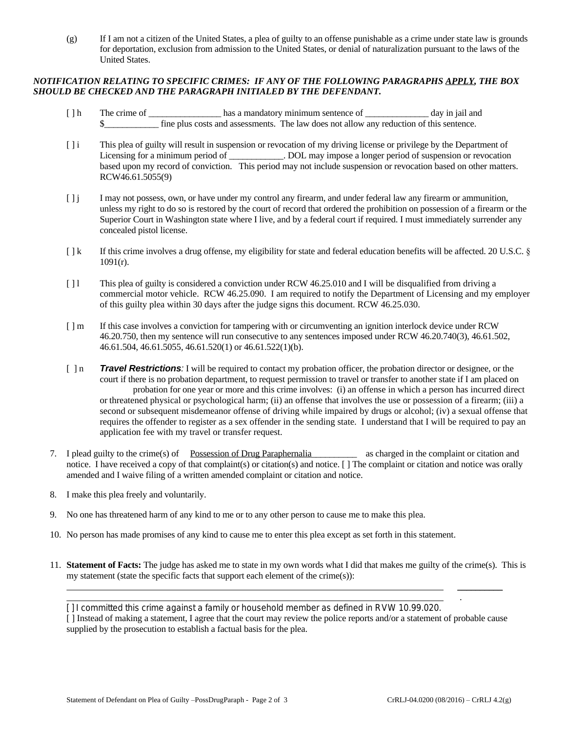(g) If I am not a citizen of the United States, a plea of guilty to an offense punishable as a crime under state law is grounds for deportation, exclusion from admission to the United States, or denial of naturalization pursuant to the laws of the United States.

***NOTIFICATION RELATING TO SPECIFIC CRIMES: IF ANY OF THE FOLLOWING PARAGRAPHS APPLY, THE BOX SHOULD BE CHECKED AND THE PARAGRAPH INITIALED BY THE DEFENDANT.***

[ ] h The crime of ________________ has a mandatory minimum sentence of ______________ day in jail and $____________ fine plus costs and assessments. The law does not allow any reduction of this sentence.

[ ] i This plea of guilty will result in suspension or revocation of my driving license or privilege by the Department of Licensing for a minimum period of ____________. DOL may impose a longer period of suspension or revocation based upon my record of conviction. This period may not include suspension or revocation based on other matters. RCW46.61.5055(9)

[ ] j I may not possess, own, or have under my control any firearm, and under federal law any firearm or ammunition, unless my right to do so is restored by the court of record that ordered the prohibition on possession of a firearm or the Superior Court in Washington state where I live, and by a federal court if required. I must immediately surrender any concealed pistol license.

[ ] k If this crime involves a drug offense, my eligibility for state and federal education benefits will be affected. 20 U.S.C. § 1091(r).

[ ] l This plea of guilty is considered a conviction under RCW 46.25.010 and I will be disqualified from driving a commercial motor vehicle. RCW 46.25.090. I am required to notify the Department of Licensing and my employer of this guilty plea within 30 days after the judge signs this document. RCW 46.25.030.

[ ] m If this case involves a conviction for tampering with or circumventing an ignition interlock device under RCW 46.20.750, then my sentence will run consecutive to any sentences imposed under RCW 46.20.740(3), 46.61.502, 46.61.504, 46.61.5055, 46.61.520(1) or 46.61.522(1)(b).

[ ] n ***Travel Restrictions****:* I will be required to contact my probation officer, the probation director or designee, or the court if there is no probation department, to request permission to travel or transfer to another state if I am placed on probation for one year or more and this crime involves: (i) an offense in which a person has incurred direct or threatened physical or psychological harm; (ii) an offense that involves the use or possession of a firearm; (iii) a second or subsequent misdemeanor offense of driving while impaired by drugs or alcohol; (iv) a sexual offense that requires the offender to register as a sex offender in the sending state. I understand that I will be required to pay an application fee with my travel or transfer request.

7. I plead guilty to the crime(s) of Possession of Drug Paraphernalia__________ as charged in the complaint or citation and notice. I have received a copy of that complaint(s) or citation(s) and notice. [ ] The complaint or citation and notice was orally amended and I waive filing of a written amended complaint or citation and notice.

8. I make this plea freely and voluntarily.

9. No one has threatened harm of any kind to me or to any other person to cause me to make this plea.

10. No person has made promises of any kind to cause me to enter this plea except as set forth in this statement.

11. **Statement of Facts:** The judge has asked me to state in my own words what I did that makes me guilty of the crime(s). This is my statement (state the specific facts that support each element of the crime(s)):

_______________________________________________________________________________ __________

_______________________________________________________________________________ .

[ ] I committed this crime against a family or household member as defined in RVW 10.99.020.

[ ] Instead of making a statement, I agree that the court may review the police reports and/or a statement of probable cause supplied by the prosecution to establish a factual basis for the plea.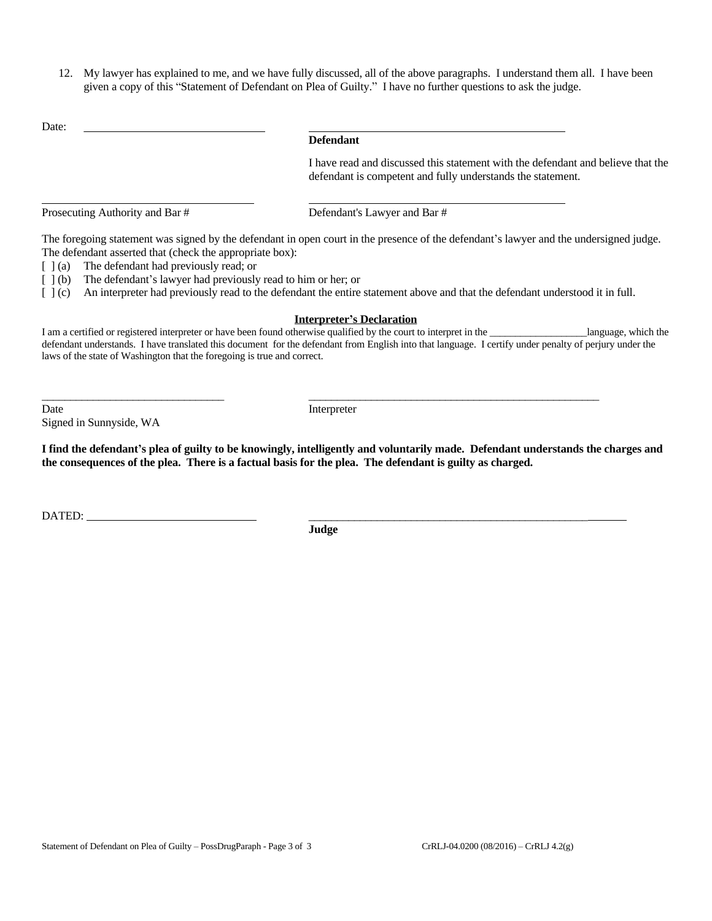12. My lawyer has explained to me, and we have fully discussed, all of the above paragraphs. I understand them all. I have been given a copy of this "Statement of Defendant on Plea of Guilty." I have no further questions to ask the judge.

Date: ______________________________ ______________________________

**Defendant**

I have read and discussed this statement with the defendant and believe that the defendant is competent and fully understands the statement.

______________________________ ______________________________

Prosecuting Authority and Bar # Defendant's Lawyer and Bar #

The foregoing statement was signed by the defendant in open court in the presence of the defendant's lawyer and the undersigned judge. The defendant asserted that (check the appropriate box):

[ ] (a) The defendant had previously read; or

[ ] (b) The defendant's lawyer had previously read to him or her; or

[ ] (c) An interpreter had previously read to the defendant the entire statement above and that the defendant understood it in full.

**Interpreter's Declaration**

I am a certified or registered interpreter or have been found otherwise qualified by the court to interpret in the ___________________language, which the defendant understands. I have translated this document for the defendant from English into that language. I certify under penalty of perjury under the laws of the state of Washington that the foregoing is true and correct.

________________________________ ______________________________________________________

Date Interpreter

Signed in Sunnyside, WA

**I find the defendant's plea of guilty to be knowingly, intelligently and voluntarily made. Defendant understands the charges and the consequences of the plea. There is a factual basis for the plea. The defendant is guilty as charged.**

DATED: ______________________________ ______________________________________________________

**Judge**

Statement of Defendant on Plea of Guilty – PossDrugParaph CrRLJ-04.0200 (08/2016) – CrRLJ 4.2(g)